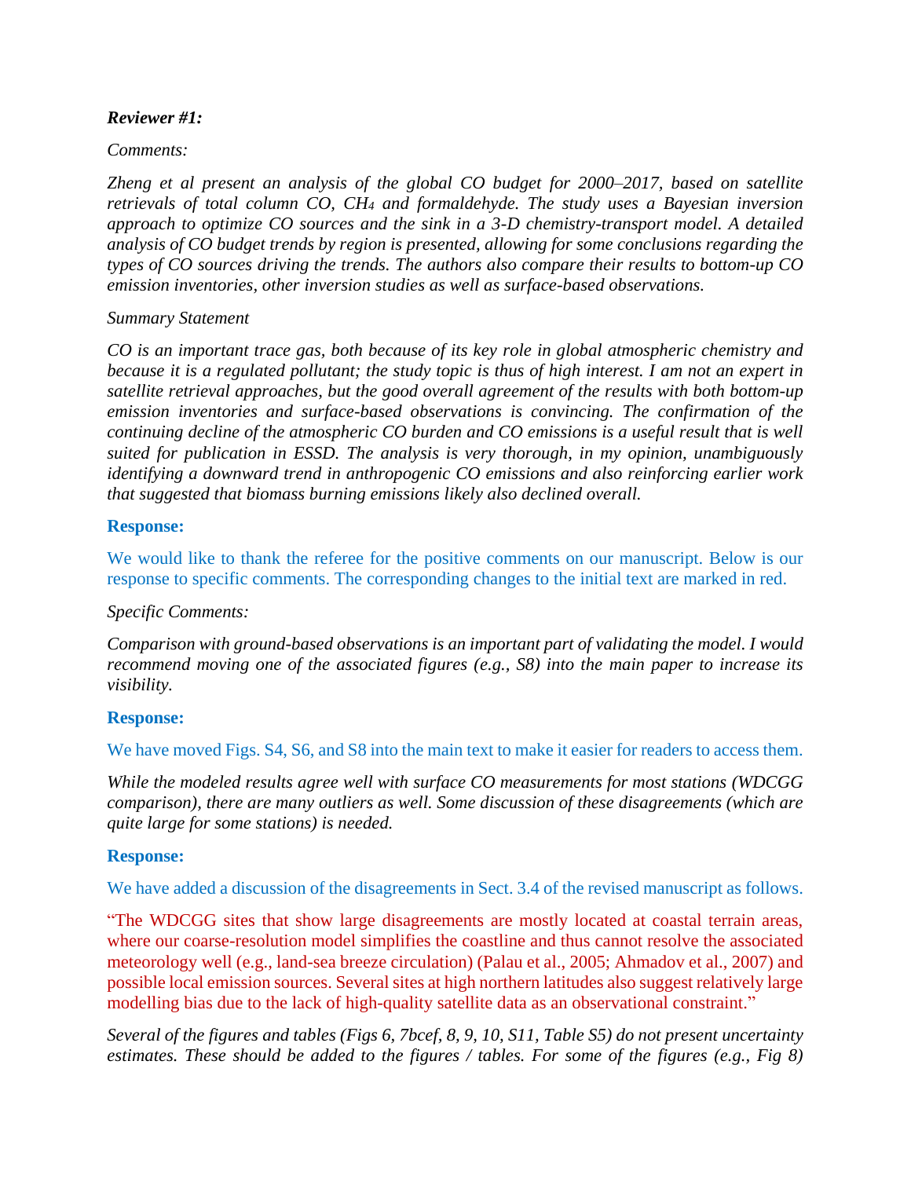***Reviewer #1:***

*Comments:*

*Zheng et al present an analysis of the global CO budget for 2000–2017, based on satellite retrievals of total column CO, $CH_4$ and formaldehyde. The study uses a Bayesian inversion approach to optimize CO sources and the sink in a 3-D chemistry-transport model. A detailed analysis of CO budget trends by region is presented, allowing for some conclusions regarding the types of CO sources driving the trends. The authors also compare their results to bottom-up CO emission inventories, other inversion studies as well as surface-based observations.*

*Summary Statement*

*CO is an important trace gas, both because of its key role in global atmospheric chemistry and because it is a regulated pollutant; the study topic is thus of high interest. I am not an expert in satellite retrieval approaches, but the good overall agreement of the results with both bottom-up emission inventories and surface-based observations is convincing. The confirmation of the continuing decline of the atmospheric CO burden and CO emissions is a useful result that is well suited for publication in ESSD. The analysis is very thorough, in my opinion, unambiguously identifying a downward trend in anthropogenic CO emissions and also reinforcing earlier work that suggested that biomass burning emissions likely also declined overall.*

**Response:**

We would like to thank the referee for the positive comments on our manuscript. Below is our response to specific comments. The corresponding changes to the initial text are marked in red.

*Specific Comments:*

*Comparison with ground-based observations is an important part of validating the model. I would recommend moving one of the associated figures (e.g., S8) into the main paper to increase its visibility.*

**Response:**

We have moved Figs. S4, S6, and S8 into the main text to make it easier for readers to access them.

*While the modeled results agree well with surface CO measurements for most stations (WDCGG comparison), there are many outliers as well. Some discussion of these disagreements (which are quite large for some stations) is needed.*

**Response:**

We have added a discussion of the disagreements in Sect. 3.4 of the revised manuscript as follows.

"The WDCGG sites that show large disagreements are mostly located at coastal terrain areas, where our coarse-resolution model simplifies the coastline and thus cannot resolve the associated meteorology well (e.g., land-sea breeze circulation) (Palau et al., 2005; Ahmadov et al., 2007) and possible local emission sources. Several sites at high northern latitudes also suggest relatively large modelling bias due to the lack of high-quality satellite data as an observational constraint."

*Several of the figures and tables (Figs 6, 7bcef, 8, 9, 10, S11, Table S5) do not present uncertainty estimates. These should be added to the figures / tables. For some of the figures (e.g., Fig 8)*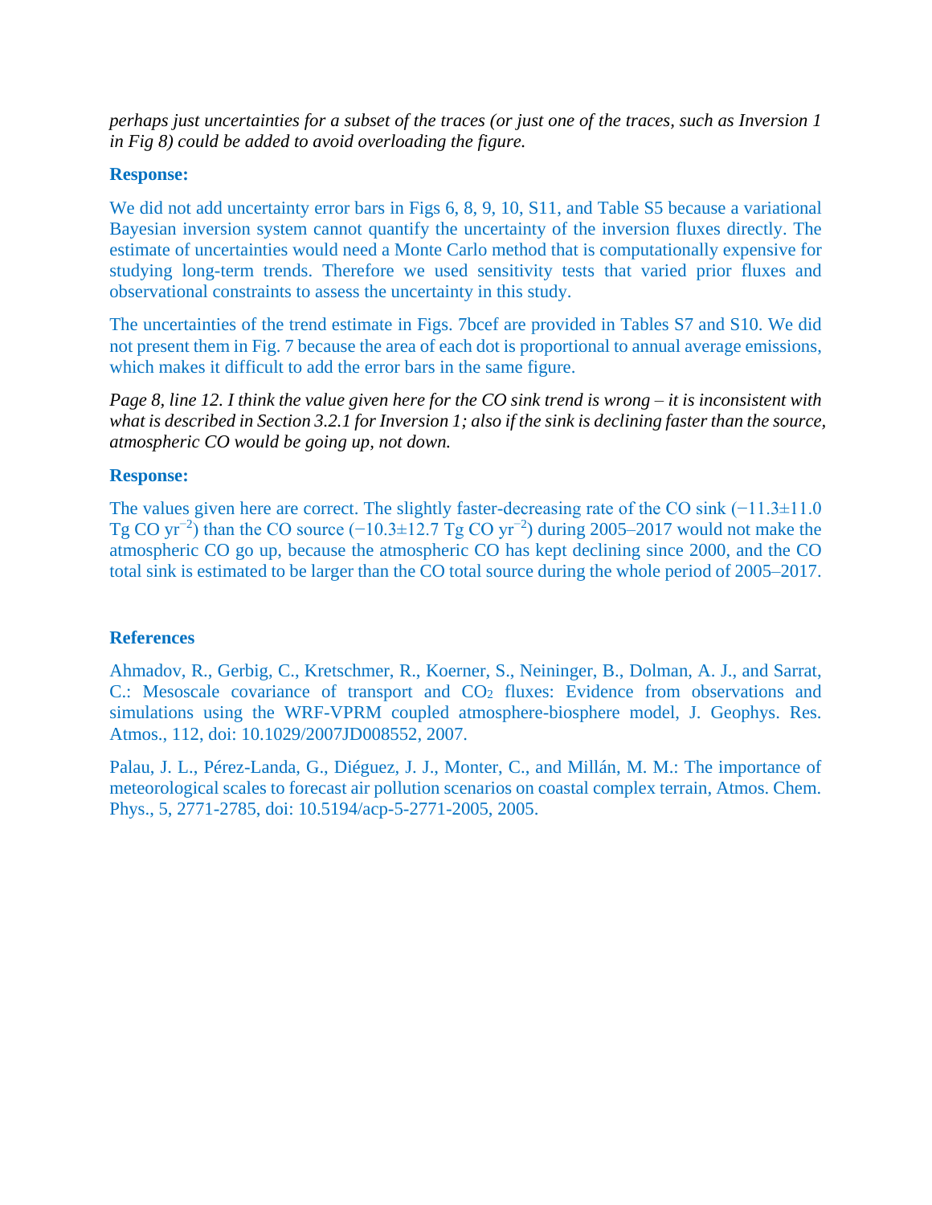*perhaps just uncertainties for a subset of the traces (or just one of the traces, such as Inversion 1 in Fig 8) could be added to avoid overloading the figure.*

**Response:**

We did not add uncertainty error bars in Figs 6, 8, 9, 10, S11, and Table S5 because a variational Bayesian inversion system cannot quantify the uncertainty of the inversion fluxes directly. The estimate of uncertainties would need a Monte Carlo method that is computationally expensive for studying long-term trends. Therefore we used sensitivity tests that varied prior fluxes and observational constraints to assess the uncertainty in this study.

The uncertainties of the trend estimate in Figs. 7bcef are provided in Tables S7 and S10. We did not present them in Fig. 7 because the area of each dot is proportional to annual average emissions, which makes it difficult to add the error bars in the same figure.

*Page 8, line 12. I think the value given here for the CO sink trend is wrong – it is inconsistent with what is described in Section 3.2.1 for Inversion 1; also if the sink is declining faster than the source, atmospheric CO would be going up, not down.*

**Response:**

The values given here are correct. The slightly faster-decreasing rate of the CO sink ($-11.3\pm11.0$ Tg CO yr$^{-2}$) than the CO source ($-10.3\pm12.7$ Tg CO yr$^{-2}$) during 2005–2017 would not make the atmospheric CO go up, because the atmospheric CO has kept declining since 2000, and the CO total sink is estimated to be larger than the CO total source during the whole period of 2005–2017.

**References**

Ahmadov, R., Gerbig, C., Kretschmer, R., Koerner, S., Neininger, B., Dolman, A. J., and Sarrat, C.: Mesoscale covariance of transport and $CO_2$ fluxes: Evidence from observations and simulations using the WRF-VPRM coupled atmosphere-biosphere model, J. Geophys. Res. Atmos., 112, doi: 10.1029/2007JD008552, 2007.

Palau, J. L., Pérez-Landa, G., Diéguez, J. J., Monter, C., and Millán, M. M.: The importance of meteorological scales to forecast air pollution scenarios on coastal complex terrain, Atmos. Chem. Phys., 5, 2771-2785, doi: 10.5194/acp-5-2771-2005, 2005.